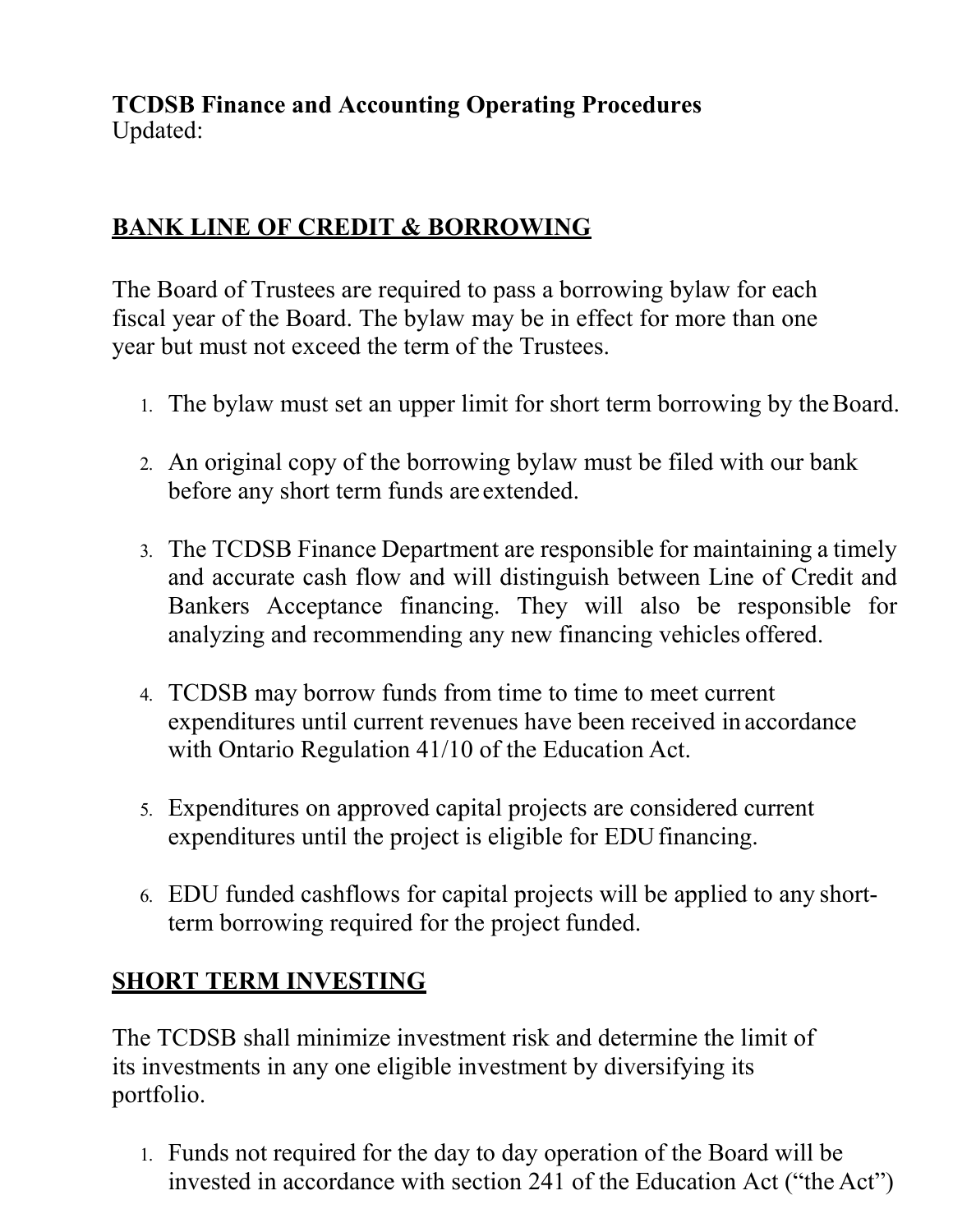**TCDSB Finance and Accounting Operating Procedures**
Updated:

## BANK LINE OF CREDIT & BORROWING

The Board of Trustees are required to pass a borrowing bylaw for each fiscal year of the Board. The bylaw may be in effect for more than one year but must not exceed the term of the Trustees.

1. The bylaw must set an upper limit for short term borrowing by the Board.
2. An original copy of the borrowing bylaw must be filed with our bank before any short term funds are extended.
3. The TCDSB Finance Department are responsible for maintaining a timely and accurate cash flow and will distinguish between Line of Credit and Bankers Acceptance financing. They will also be responsible for analyzing and recommending any new financing vehicles offered.
4. TCDSB may borrow funds from time to time to meet current expenditures until current revenues have been received in accordance with Ontario Regulation 41/10 of the Education Act.
5. Expenditures on approved capital projects are considered current expenditures until the project is eligible for EDU financing.
6. EDU funded cashflows for capital projects will be applied to any short-term borrowing required for the project funded.

## SHORT TERM INVESTING

The TCDSB shall minimize investment risk and determine the limit of its investments in any one eligible investment by diversifying its portfolio.

1. Funds not required for the day to day operation of the Board will be invested in accordance with section 241 of the Education Act ("the Act")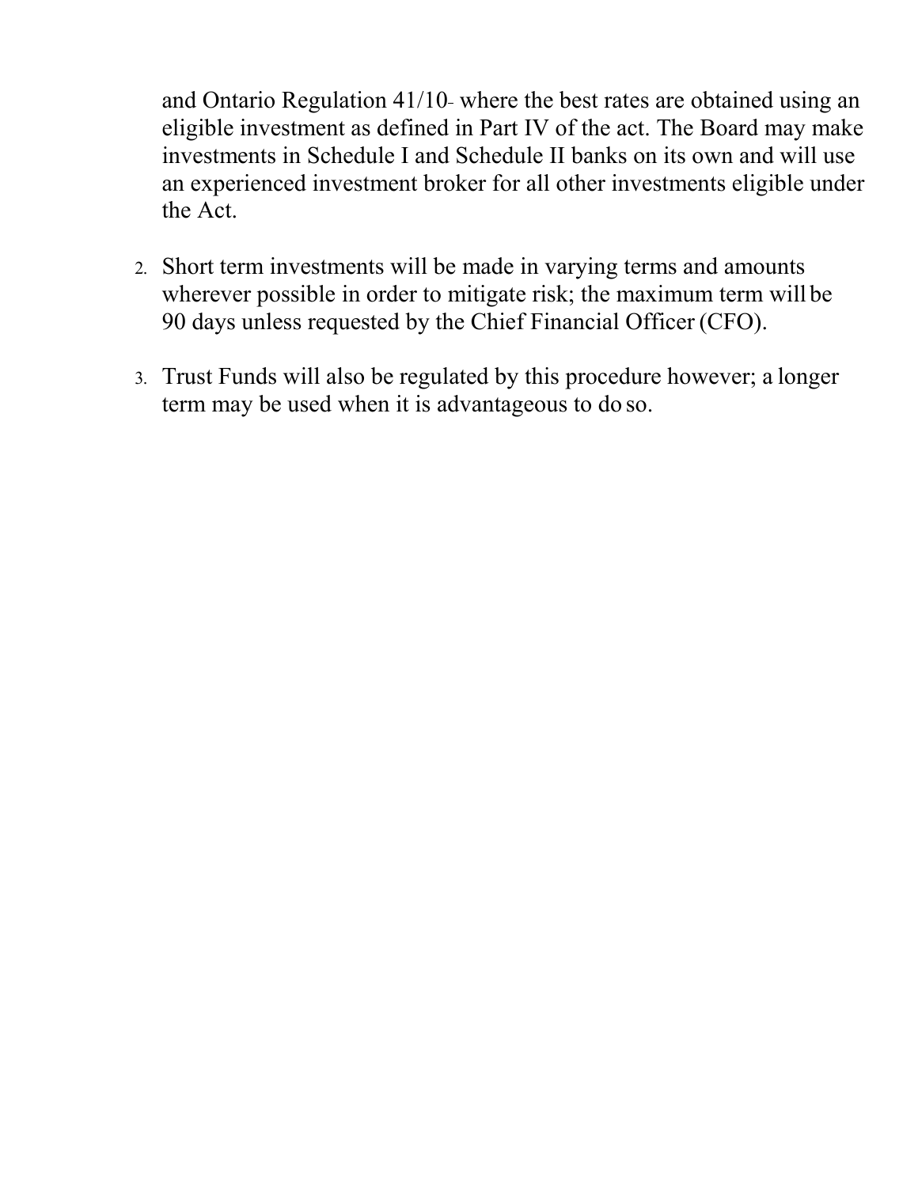and Ontario Regulation 41/10- where the best rates are obtained using an eligible investment as defined in Part IV of the act. The Board may make investments in Schedule I and Schedule II banks on its own and will use an experienced investment broker for all other investments eligible under the Act.

2. Short term investments will be made in varying terms and amounts wherever possible in order to mitigate risk; the maximum term will be 90 days unless requested by the Chief Financial Officer (CFO).

3. Trust Funds will also be regulated by this procedure however; a longer term may be used when it is advantageous to do so.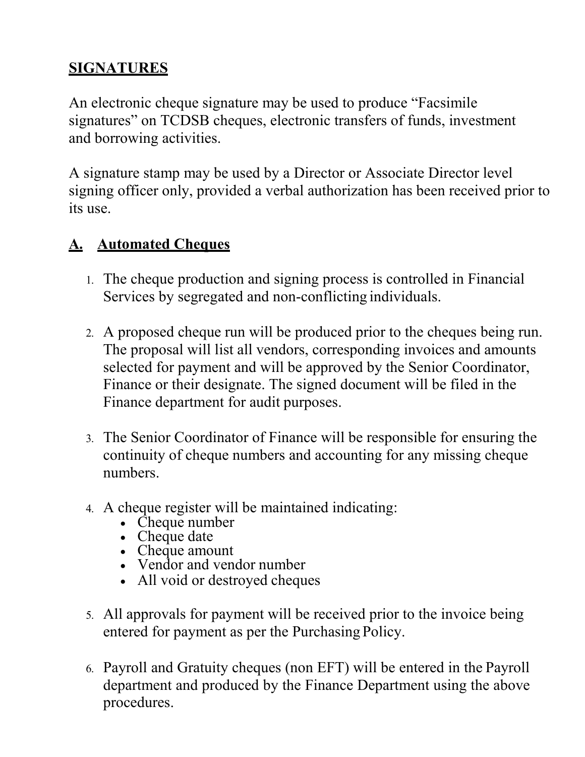## SIGNATURES

An electronic cheque signature may be used to produce "Facsimile signatures" on TCDSB cheques, electronic transfers of funds, investment and borrowing activities.

A signature stamp may be used by a Director or Associate Director level signing officer only, provided a verbal authorization has been received prior to its use.

### A. Automated Cheques

1. The cheque production and signing process is controlled in Financial Services by segregated and non-conflicting individuals.

2. A proposed cheque run will be produced prior to the cheques being run. The proposal will list all vendors, corresponding invoices and amounts selected for payment and will be approved by the Senior Coordinator, Finance or their designate. The signed document will be filed in the Finance department for audit purposes.

3. The Senior Coordinator of Finance will be responsible for ensuring the continuity of cheque numbers and accounting for any missing cheque numbers.

4. A cheque register will be maintained indicating:
   - Cheque number
   - Cheque date
   - Cheque amount
   - Vendor and vendor number
   - All void or destroyed cheques

5. All approvals for payment will be received prior to the invoice being entered for payment as per the Purchasing Policy.

6. Payroll and Gratuity cheques (non EFT) will be entered in the Payroll department and produced by the Finance Department using the above procedures.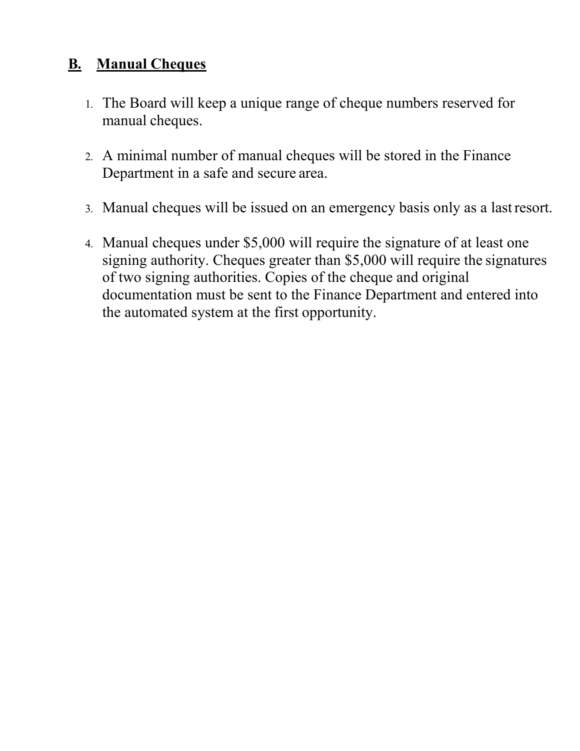## B. Manual Cheques

1. The Board will keep a unique range of cheque numbers reserved for manual cheques.

2. A minimal number of manual cheques will be stored in the Finance Department in a safe and secure area.

3. Manual cheques will be issued on an emergency basis only as a last resort.

4. Manual cheques under $5,000 will require the signature of at least one signing authority. Cheques greater than $5,000 will require the signatures of two signing authorities. Copies of the cheque and original documentation must be sent to the Finance Department and entered into the automated system at the first opportunity.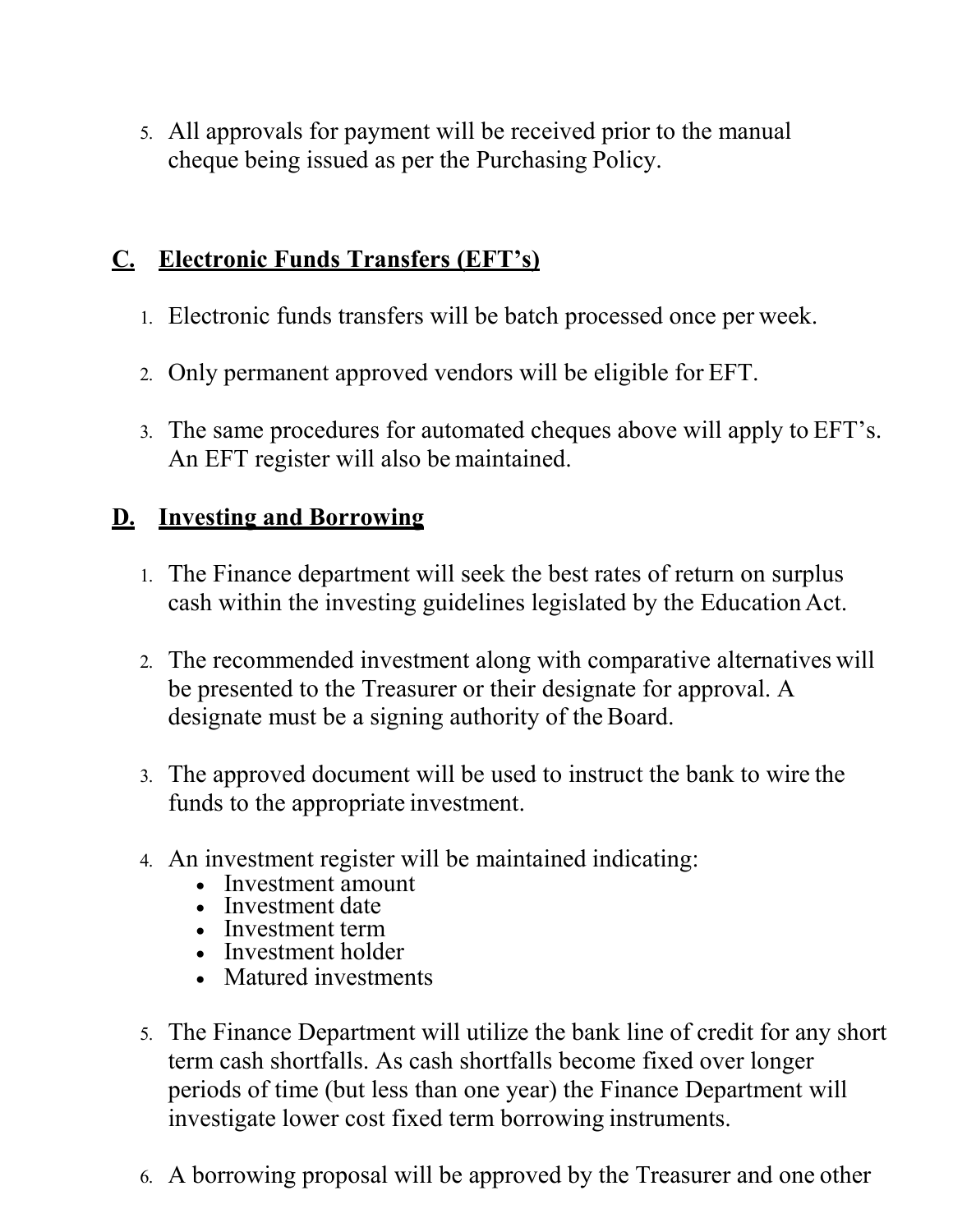5. All approvals for payment will be received prior to the manual cheque being issued as per the Purchasing Policy.

## C. Electronic Funds Transfers (EFT's)

1. Electronic funds transfers will be batch processed once per week.

2. Only permanent approved vendors will be eligible for EFT.

3. The same procedures for automated cheques above will apply to EFT's. An EFT register will also be maintained.

## D. Investing and Borrowing

1. The Finance department will seek the best rates of return on surplus cash within the investing guidelines legislated by the Education Act.

2. The recommended investment along with comparative alternatives will be presented to the Treasurer or their designate for approval. A designate must be a signing authority of the Board.

3. The approved document will be used to instruct the bank to wire the funds to the appropriate investment.

4. An investment register will be maintained indicating:
   - Investment amount
   - Investment date
   - Investment term
   - Investment holder
   - Matured investments

5. The Finance Department will utilize the bank line of credit for any short term cash shortfalls. As cash shortfalls become fixed over longer periods of time (but less than one year) the Finance Department will investigate lower cost fixed term borrowing instruments.

6. A borrowing proposal will be approved by the Treasurer and one other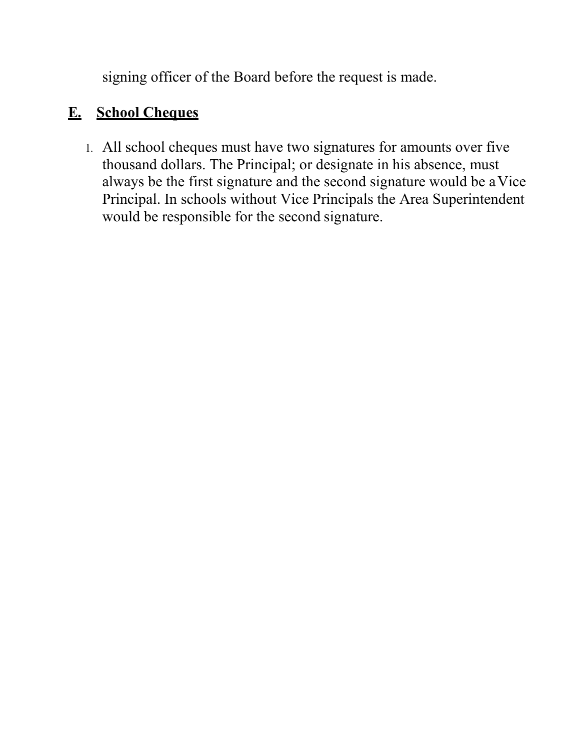signing officer of the Board before the request is made.

## E. School Cheques

1. All school cheques must have two signatures for amounts over five thousand dollars. The Principal; or designate in his absence, must always be the first signature and the second signature would be a Vice Principal. In schools without Vice Principals the Area Superintendent would be responsible for the second signature.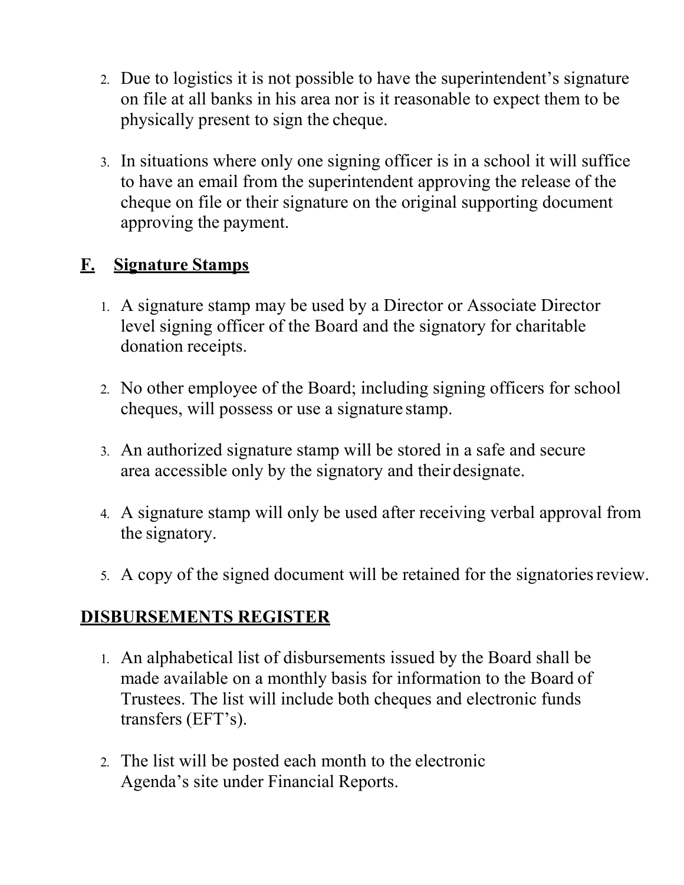2. Due to logistics it is not possible to have the superintendent's signature on file at all banks in his area nor is it reasonable to expect them to be physically present to sign the cheque.

3. In situations where only one signing officer is in a school it will suffice to have an email from the superintendent approving the release of the cheque on file or their signature on the original supporting document approving the payment.

## F. Signature Stamps

1. A signature stamp may be used by a Director or Associate Director level signing officer of the Board and the signatory for charitable donation receipts.

2. No other employee of the Board; including signing officers for school cheques, will possess or use a signature stamp.

3. An authorized signature stamp will be stored in a safe and secure area accessible only by the signatory and their designate.

4. A signature stamp will only be used after receiving verbal approval from the signatory.

5. A copy of the signed document will be retained for the signatories review.

## DISBURSEMENTS REGISTER

1. An alphabetical list of disbursements issued by the Board shall be made available on a monthly basis for information to the Board of Trustees. The list will include both cheques and electronic funds transfers (EFT's).

2. The list will be posted each month to the electronic Agenda's site under Financial Reports.